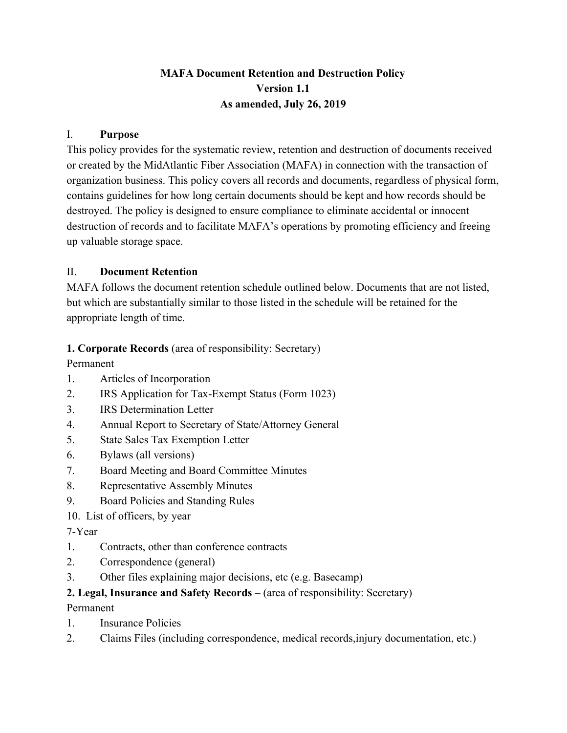# MAFA Document Retention and Destruction Policy
## Version 1.1
## As amended, July 26, 2019

## I. Purpose

This policy provides for the systematic review, retention and destruction of documents received or created by the MidAtlantic Fiber Association (MAFA) in connection with the transaction of organization business. This policy covers all records and documents, regardless of physical form, contains guidelines for how long certain documents should be kept and how records should be destroyed. The policy is designed to ensure compliance to eliminate accidental or innocent destruction of records and to facilitate MAFA's operations by promoting efficiency and freeing up valuable storage space.

## II. Document Retention

MAFA follows the document retention schedule outlined below. Documents that are not listed, but which are substantially similar to those listed in the schedule will be retained for the appropriate length of time.

**1. Corporate Records** (area of responsibility: Secretary)

Permanent

1. Articles of Incorporation
2. IRS Application for Tax-Exempt Status (Form 1023)
3. IRS Determination Letter
4. Annual Report to Secretary of State/Attorney General
5. State Sales Tax Exemption Letter
6. Bylaws (all versions)
7. Board Meeting and Board Committee Minutes
8. Representative Assembly Minutes
9. Board Policies and Standing Rules
10. List of officers, by year

7-Year

1. Contracts, other than conference contracts
2. Correspondence (general)
3. Other files explaining major decisions, etc (e.g. Basecamp)

**2. Legal, Insurance and Safety Records** – (area of responsibility: Secretary)

Permanent

1. Insurance Policies
2. Claims Files (including correspondence, medical records,injury documentation, etc.)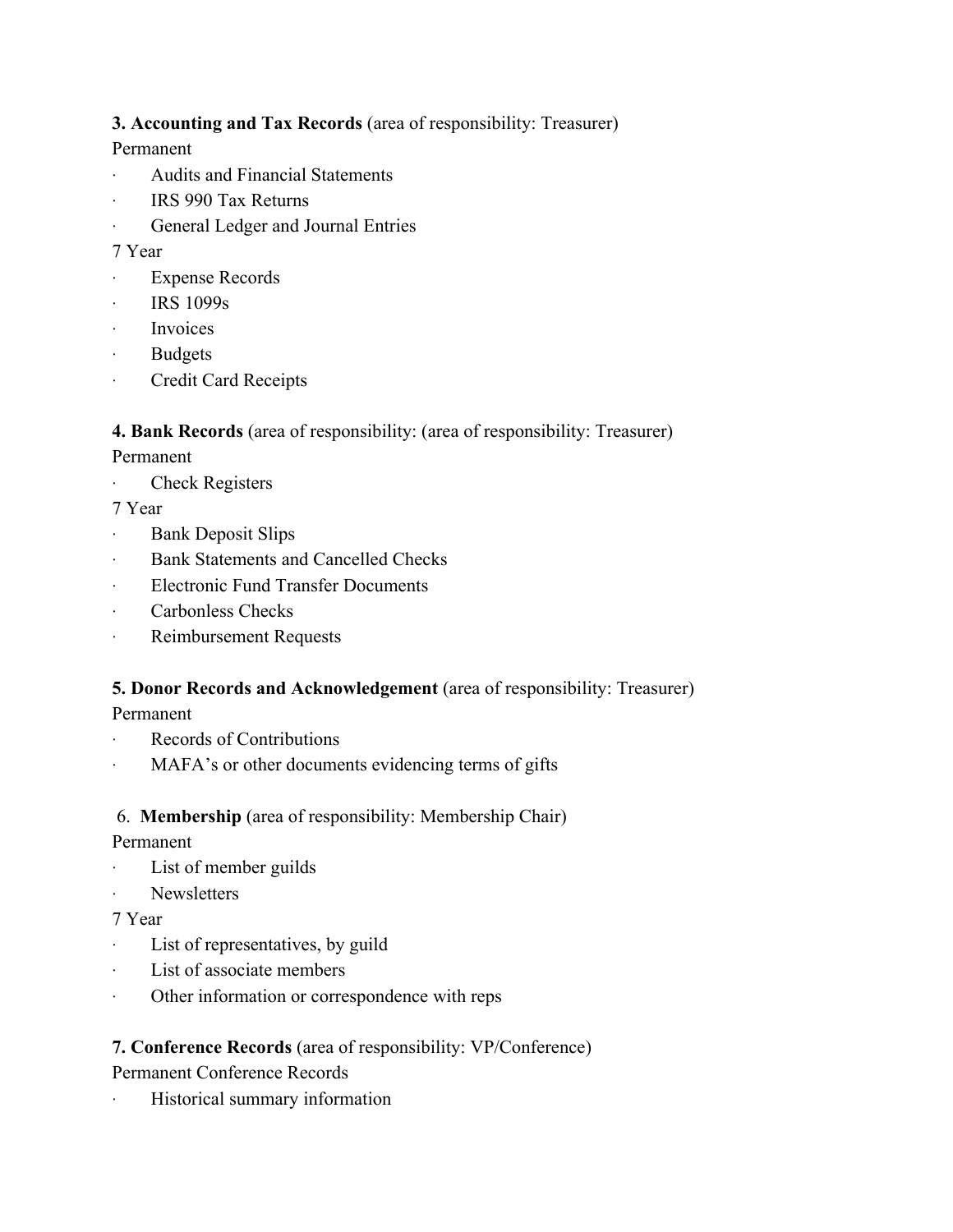**3. Accounting and Tax Records** (area of responsibility: Treasurer)

Permanent

- Audits and Financial Statements
- IRS 990 Tax Returns
- General Ledger and Journal Entries

7 Year

- Expense Records
- IRS 1099s
- Invoices
- Budgets
- Credit Card Receipts

**4. Bank Records** (area of responsibility: (area of responsibility: Treasurer)

Permanent

- Check Registers

7 Year

- Bank Deposit Slips
- Bank Statements and Cancelled Checks
- Electronic Fund Transfer Documents
- Carbonless Checks
- Reimbursement Requests

**5. Donor Records and Acknowledgement** (area of responsibility: Treasurer)

Permanent

- Records of Contributions
- MAFA's or other documents evidencing terms of gifts

6. **Membership** (area of responsibility: Membership Chair)

Permanent

- List of member guilds
- Newsletters

7 Year

- List of representatives, by guild
- List of associate members
- Other information or correspondence with reps

**7. Conference Records** (area of responsibility: VP/Conference)

Permanent Conference Records

- Historical summary information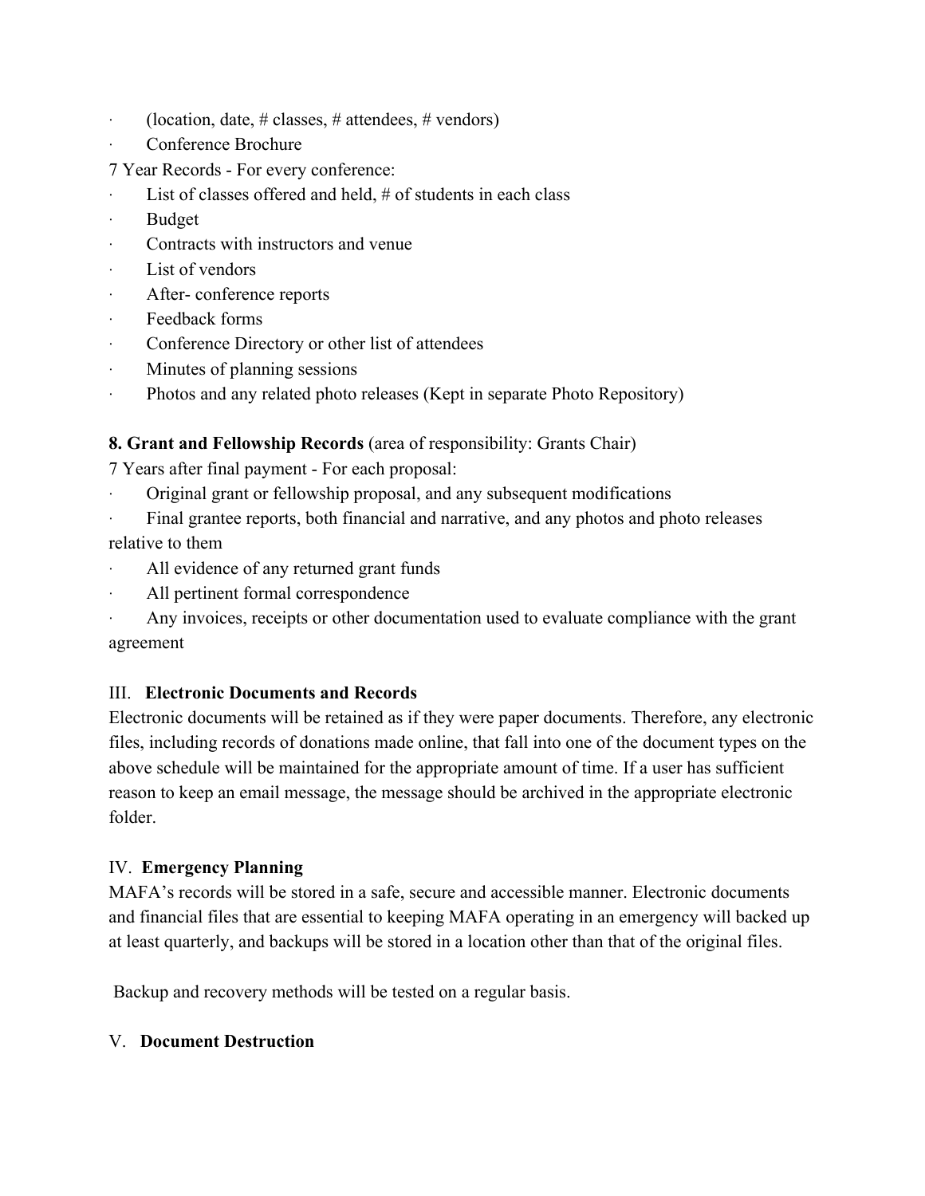- (location, date, # classes, # attendees, # vendors)
- Conference Brochure

7 Year Records - For every conference:

- List of classes offered and held, # of students in each class
- Budget
- Contracts with instructors and venue
- List of vendors
- After- conference reports
- Feedback forms
- Conference Directory or other list of attendees
- Minutes of planning sessions
- Photos and any related photo releases (Kept in separate Photo Repository)

**8. Grant and Fellowship Records** (area of responsibility: Grants Chair)

7 Years after final payment - For each proposal:

- Original grant or fellowship proposal, and any subsequent modifications
- Final grantee reports, both financial and narrative, and any photos and photo releases relative to them
- All evidence of any returned grant funds
- All pertinent formal correspondence
- Any invoices, receipts or other documentation used to evaluate compliance with the grant agreement

## III. **Electronic Documents and Records**

Electronic documents will be retained as if they were paper documents. Therefore, any electronic files, including records of donations made online, that fall into one of the document types on the above schedule will be maintained for the appropriate amount of time. If a user has sufficient reason to keep an email message, the message should be archived in the appropriate electronic folder.

## IV. **Emergency Planning**

MAFA's records will be stored in a safe, secure and accessible manner. Electronic documents and financial files that are essential to keeping MAFA operating in an emergency will backed up at least quarterly, and backups will be stored in a location other than that of the original files.

Backup and recovery methods will be tested on a regular basis.

## V. **Document Destruction**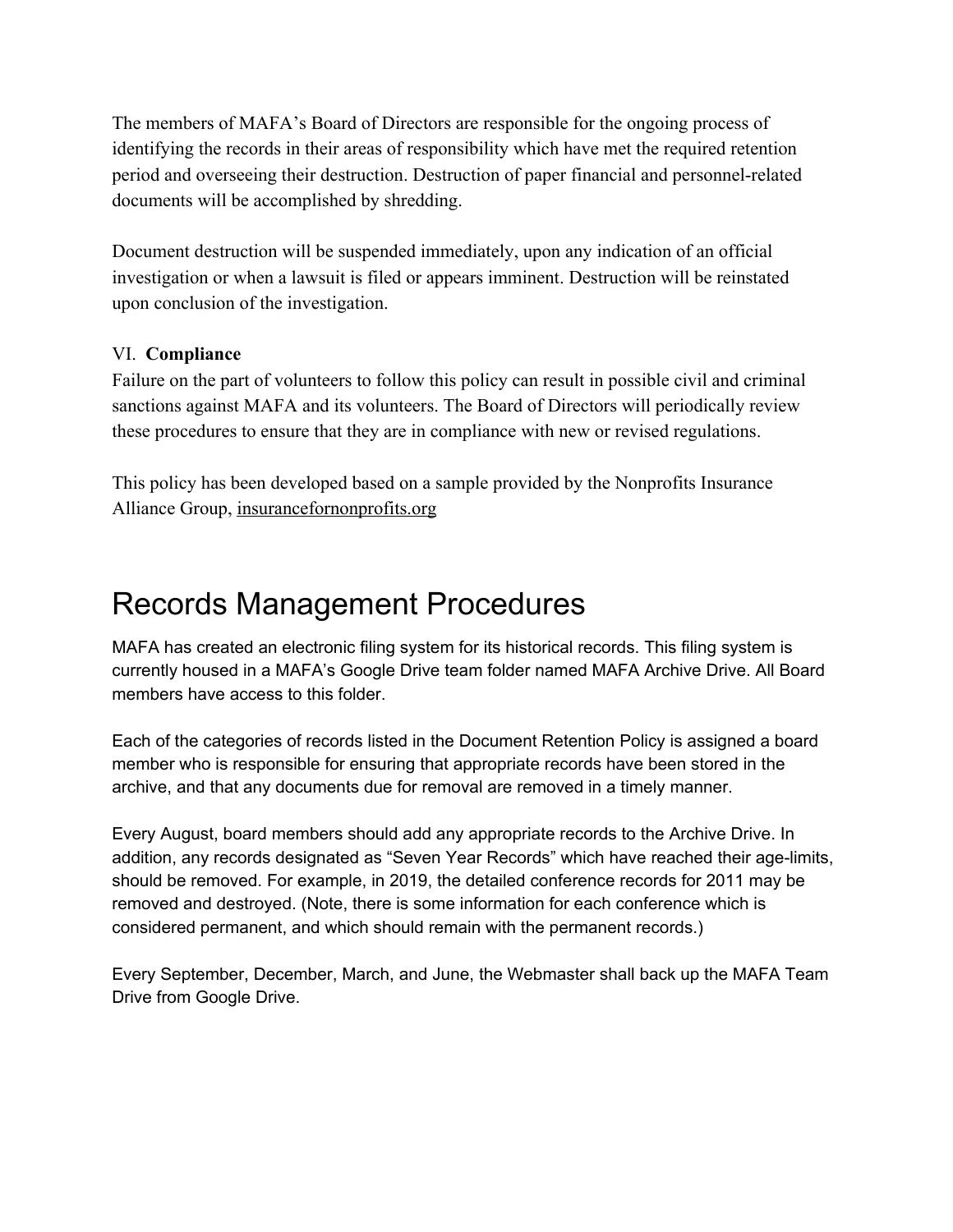The members of MAFA's Board of Directors are responsible for the ongoing process of identifying the records in their areas of responsibility which have met the required retention period and overseeing their destruction. Destruction of paper financial and personnel-related documents will be accomplished by shredding.

Document destruction will be suspended immediately, upon any indication of an official investigation or when a lawsuit is filed or appears imminent. Destruction will be reinstated upon conclusion of the investigation.

### VI. **Compliance**

Failure on the part of volunteers to follow this policy can result in possible civil and criminal sanctions against MAFA and its volunteers. The Board of Directors will periodically review these procedures to ensure that they are in compliance with new or revised regulations.

This policy has been developed based on a sample provided by the Nonprofits Insurance Alliance Group, [insurancefornonprofits.org](insurancefornonprofits.org)

# Records Management Procedures

MAFA has created an electronic filing system for its historical records. This filing system is currently housed in a MAFA's Google Drive team folder named MAFA Archive Drive. All Board members have access to this folder.

Each of the categories of records listed in the Document Retention Policy is assigned a board member who is responsible for ensuring that appropriate records have been stored in the archive, and that any documents due for removal are removed in a timely manner.

Every August, board members should add any appropriate records to the Archive Drive. In addition, any records designated as "Seven Year Records" which have reached their age-limits, should be removed. For example, in 2019, the detailed conference records for 2011 may be removed and destroyed. (Note, there is some information for each conference which is considered permanent, and which should remain with the permanent records.)

Every September, December, March, and June, the Webmaster shall back up the MAFA Team Drive from Google Drive.